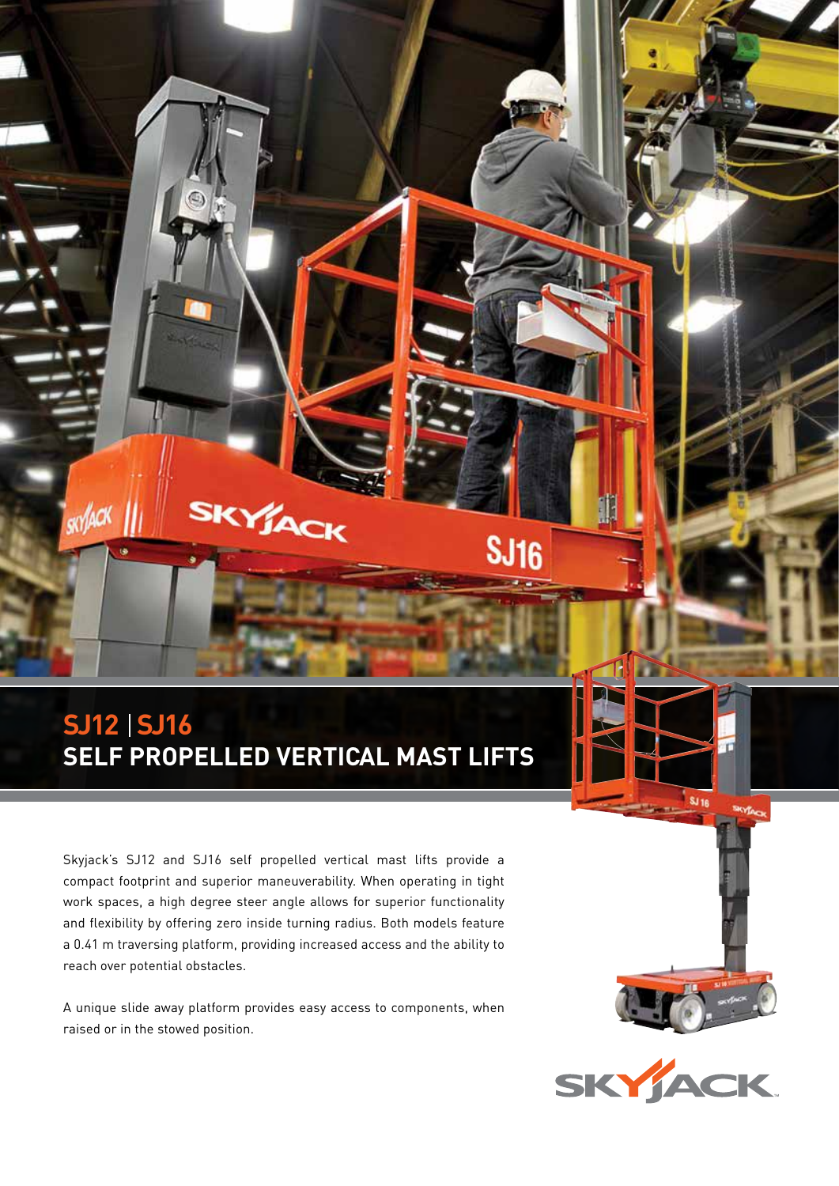# SJ12 | SJ16

## SELF PROPELLED VERTICAL MAST LIFTS

Skyjack's SJ12 and SJ16 self propelled vertical mast lifts provide a compact footprint and superior maneuverability. When operating in tight work spaces, a high degree steer angle allows for superior functionality and flexibility by offering zero inside turning radius. Both models feature a 0.41 m traversing platform, providing increased access and the ability to reach over potential obstacles.

A unique slide away platform provides easy access to components, when raised or in the stowed position.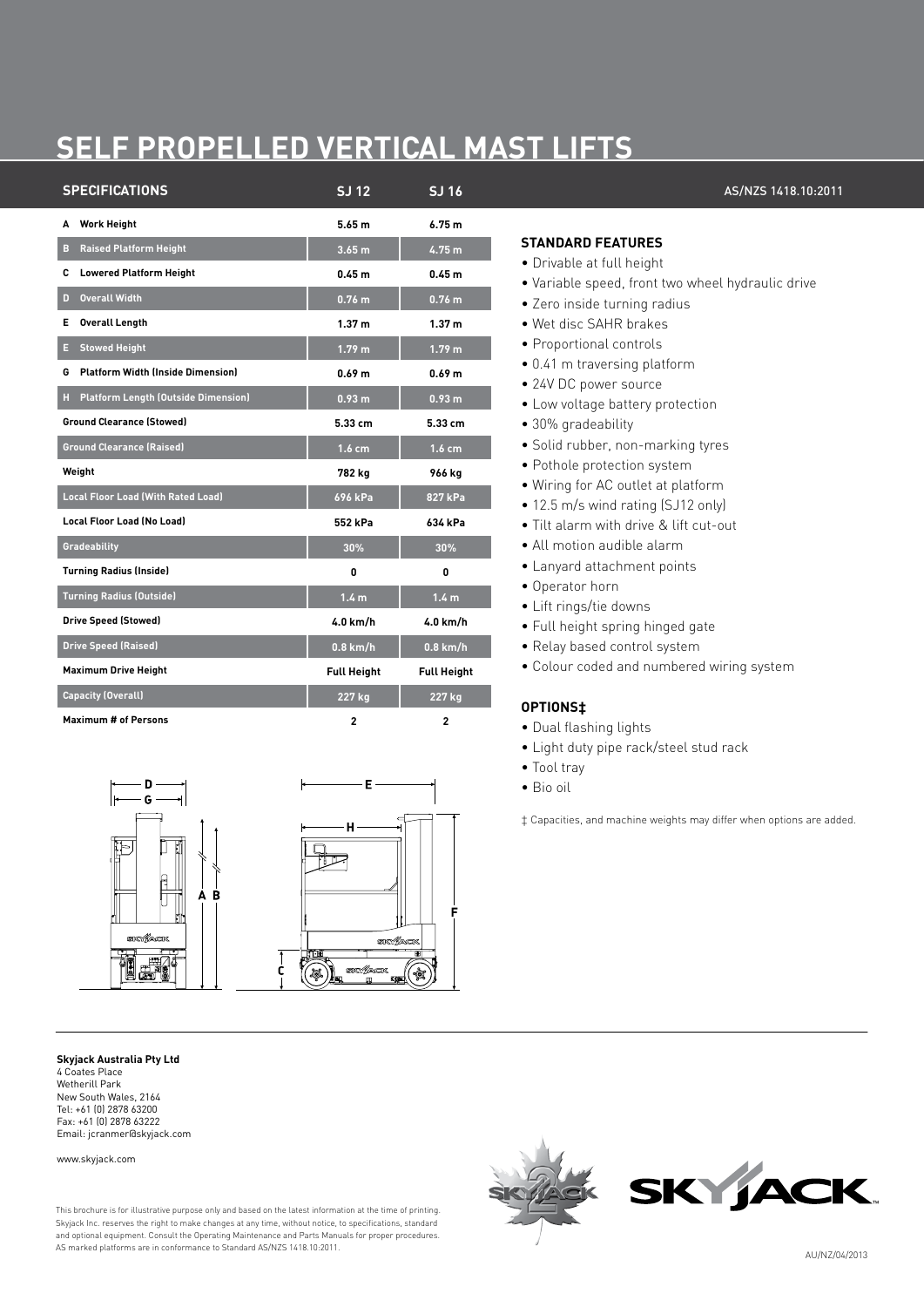# SELF PROPELLED VERTICAL MAST LIFTS

AS/NZS 1418.10:2011

| SPECIFICATIONS | SJ 12 | SJ 16 |
|---|---|---|
| A Work Height | 5.65 m | 6.75 m |
| B Raised Platform Height | 3.65 m | 4.75 m |
| C Lowered Platform Height | 0.45 m | 0.45 m |
| D Overall Width | 0.76 m | 0.76 m |
| E Overall Length | 1.37 m | 1.37 m |
| E Stowed Height | 1.79 m | 1.79 m |
| G Platform Width (Inside Dimension) | 0.69 m | 0.69 m |
| H Platform Length (Outside Dimension) | 0.93 m | 0.93 m |
| Ground Clearance (Stowed) | 5.33 cm | 5.33 cm |
| Ground Clearance (Raised) | 1.6 cm | 1.6 cm |
| Weight | 782 kg | 966 kg |
| Local Floor Load (With Rated Load) | 696 kPa | 827 kPa |
| Local Floor Load (No Load) | 552 kPa | 634 kPa |
| Gradeability | 30% | 30% |
| Turning Radius (Inside) | 0 | 0 |
| Turning Radius (Outside) | 1.4 m | 1.4 m |
| Drive Speed (Stowed) | 4.0 km/h | 4.0 km/h |
| Drive Speed (Raised) | 0.8 km/h | 0.8 km/h |
| Maximum Drive Height | Full Height | Full Height |
| Capacity (Overall) | 227 kg | 227 kg |
| Maximum # of Persons | 2 | 2 |

D G A B E H F C

## STANDARD FEATURES

- Drivable at full height
- Variable speed, front two wheel hydraulic drive
- Zero inside turning radius
- Wet disc SAHR brakes
- Proportional controls
- 0.41 m traversing platform
- 24V DC power source
- Low voltage battery protection
- 30% gradeability
- Solid rubber, non-marking tyres
- Pothole protection system
- Wiring for AC outlet at platform
- 12.5 m/s wind rating (SJ12 only)
- Tilt alarm with drive & lift cut-out
- All motion audible alarm
- Lanyard attachment points
- Operator horn
- Lift rings/tie downs
- Full height spring hinged gate
- Relay based control system
- Colour coded and numbered wiring system

## OPTIONS‡

- Dual flashing lights
- Light duty pipe rack/steel stud rack
- Tool tray
- Bio oil

‡ Capacities, and machine weights may differ when options are added.

**Skyjack Australia Pty Ltd**
4 Coates Place
Wetherill Park
New South Wales, 2164
Tel: +61 (0) 2878 63200
Fax: +61 (0) 2878 63222
Email: jcranmer@skyjack.com

www.skyjack.com

This brochure is for illustrative purpose only and based on the latest information at the time of printing. Skyjack Inc. reserves the right to make changes at any time, without notice, to specifications, standard and optional equipment. Consult the Operating Maintenance and Parts Manuals for proper procedures. AS marked platforms are in conformance to Standard AS/NZS 1418.10:2011.

AU/NZ/04/2013